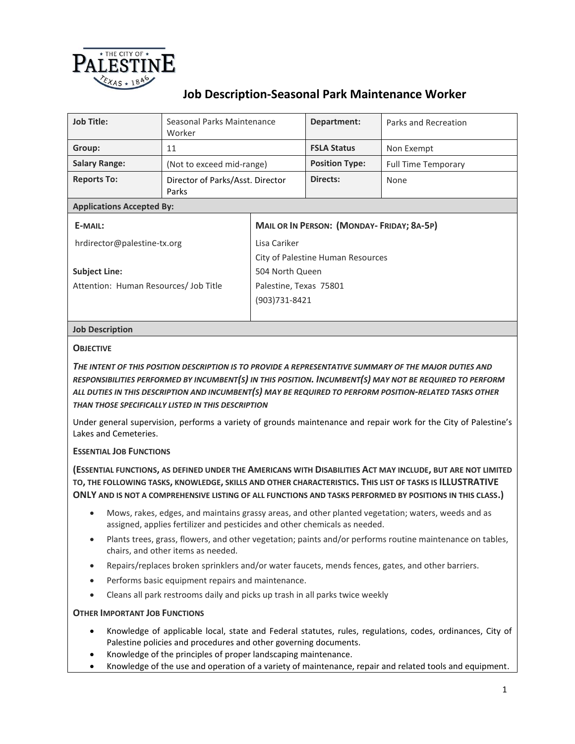# Job Description-Seasonal Park Maintenance Worker

| Job Title: | Seasonal Parks Maintenance Worker | Department: | Parks and Recreation |
|---|---|---|---|
| Group: | 11 | FSLA Status | Non Exempt |
| Salary Range: | (Not to exceed mid-range) | Position Type: | Full Time Temporary |
| Reports To: | Director of Parks/Asst. Director Parks | Directs: | None |

## Applications Accepted By:

| E-MAIL: | MAIL OR IN PERSON: (MONDAY- FRIDAY; 8A-5P) |
|---|---|
| hrdirector@palestine-tx.org<br><br>**Subject Line:**<br>Attention: Human Resources/ Job Title | Lisa Cariker<br>City of Palestine Human Resources<br>504 North Queen<br>Palestine, Texas 75801<br>(903)731-8421 |

## Job Description

### OBJECTIVE

***THE INTENT OF THIS POSITION DESCRIPTION IS TO PROVIDE A REPRESENTATIVE SUMMARY OF THE MAJOR DUTIES AND RESPONSIBILITIES PERFORMED BY INCUMBENT(S) IN THIS POSITION. INCUMBENT(S) MAY NOT BE REQUIRED TO PERFORM ALL DUTIES IN THIS DESCRIPTION AND INCUMBENT(S) MAY BE REQUIRED TO PERFORM POSITION-RELATED TASKS OTHER THAN THOSE SPECIFICALLY LISTED IN THIS DESCRIPTION***

Under general supervision, performs a variety of grounds maintenance and repair work for the City of Palestine's Lakes and Cemeteries.

### ESSENTIAL JOB FUNCTIONS

**(ESSENTIAL FUNCTIONS, AS DEFINED UNDER THE AMERICANS WITH DISABILITIES ACT MAY INCLUDE, BUT ARE NOT LIMITED TO, THE FOLLOWING TASKS, KNOWLEDGE, SKILLS AND OTHER CHARACTERISTICS. THIS LIST OF TASKS IS ILLUSTRATIVE ONLY AND IS NOT A COMPREHENSIVE LISTING OF ALL FUNCTIONS AND TASKS PERFORMED BY POSITIONS IN THIS CLASS.)**

- Mows, rakes, edges, and maintains grassy areas, and other planted vegetation; waters, weeds and as assigned, applies fertilizer and pesticides and other chemicals as needed.
- Plants trees, grass, flowers, and other vegetation; paints and/or performs routine maintenance on tables, chairs, and other items as needed.
- Repairs/replaces broken sprinklers and/or water faucets, mends fences, gates, and other barriers.
- Performs basic equipment repairs and maintenance.
- Cleans all park restrooms daily and picks up trash in all parks twice weekly

### OTHER IMPORTANT JOB FUNCTIONS

- Knowledge of applicable local, state and Federal statutes, rules, regulations, codes, ordinances, City of Palestine policies and procedures and other governing documents.
- Knowledge of the principles of proper landscaping maintenance.
- Knowledge of the use and operation of a variety of maintenance, repair and related tools and equipment.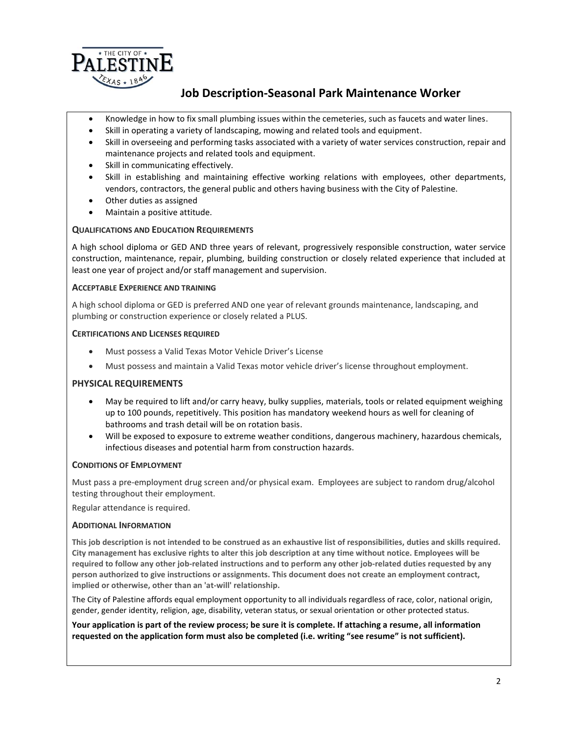# Job Description-Seasonal Park Maintenance Worker

- Knowledge in how to fix small plumbing issues within the cemeteries, such as faucets and water lines.
- Skill in operating a variety of landscaping, mowing and related tools and equipment.
- Skill in overseeing and performing tasks associated with a variety of water services construction, repair and maintenance projects and related tools and equipment.
- Skill in communicating effectively.
- Skill in establishing and maintaining effective working relations with employees, other departments, vendors, contractors, the general public and others having business with the City of Palestine.
- Other duties as assigned
- Maintain a positive attitude.

**QUALIFICATIONS AND EDUCATION REQUIREMENTS**

A high school diploma or GED AND three years of relevant, progressively responsible construction, water service construction, maintenance, repair, plumbing, building construction or closely related experience that included at least one year of project and/or staff management and supervision.

**ACCEPTABLE EXPERIENCE AND TRAINING**

A high school diploma or GED is preferred AND one year of relevant grounds maintenance, landscaping, and plumbing or construction experience or closely related a PLUS.

**CERTIFICATIONS AND LICENSES REQUIRED**

- Must possess a Valid Texas Motor Vehicle Driver's License
- Must possess and maintain a Valid Texas motor vehicle driver's license throughout employment.

## PHYSICAL REQUIREMENTS

- May be required to lift and/or carry heavy, bulky supplies, materials, tools or related equipment weighing up to 100 pounds, repetitively. This position has mandatory weekend hours as well for cleaning of bathrooms and trash detail will be on rotation basis.
- Will be exposed to exposure to extreme weather conditions, dangerous machinery, hazardous chemicals, infectious diseases and potential harm from construction hazards.

**CONDITIONS OF EMPLOYMENT**

Must pass a pre-employment drug screen and/or physical exam. Employees are subject to random drug/alcohol testing throughout their employment.

Regular attendance is required.

**ADDITIONAL INFORMATION**

**This job description is not intended to be construed as an exhaustive list of responsibilities, duties and skills required. City management has exclusive rights to alter this job description at any time without notice. Employees will be required to follow any other job-related instructions and to perform any other job-related duties requested by any person authorized to give instructions or assignments. This document does not create an employment contract, implied or otherwise, other than an 'at-will' relationship.**

The City of Palestine affords equal employment opportunity to all individuals regardless of race, color, national origin, gender, gender identity, religion, age, disability, veteran status, or sexual orientation or other protected status.

**Your application is part of the review process; be sure it is complete. If attaching a resume, all information requested on the application form must also be completed (i.e. writing "see resume" is not sufficient).**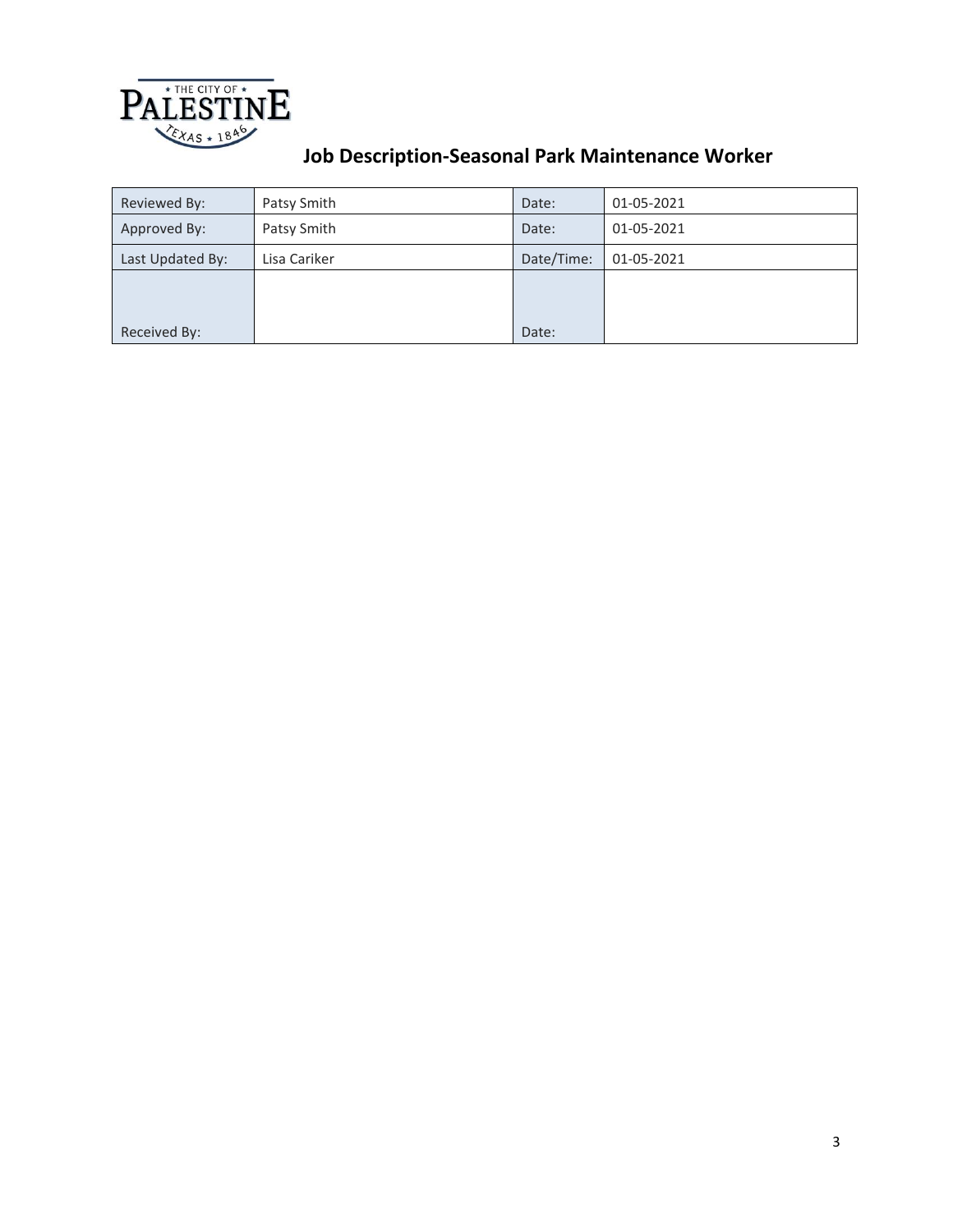# Job Description-Seasonal Park Maintenance Worker

| | | | |
|---|---|---|---|
| Reviewed By: | Patsy Smith | Date: | 01-05-2021 |
| Approved By: | Patsy Smith | Date: | 01-05-2021 |
| Last Updated By: | Lisa Cariker | Date/Time: | 01-05-2021 |
| Received By: | | Date: | |